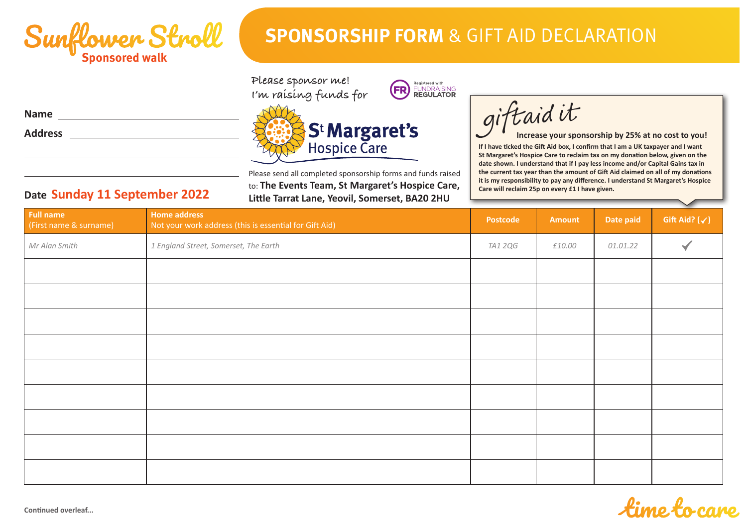# Sunflower Stroll

Sponsored walk

## SPONSORSHIP FORM & GIFT AID DECLARATION

Please sponsor me!
I'm raising funds for

Registered with FUNDRAISING REGULATOR

St Margaret's Hospice Care

**Name** ______________________________

**Address** ______________________________

______________________________

______________________________

**Date** **Sunday 11 September 2022**

Please send all completed sponsorship forms and funds raised to: **The Events Team, St Margaret's Hospice Care, Little Tarrat Lane, Yeovil, Somerset, BA20 2HU**

*giftaid it*

**Increase your sponsorship by 25% at no cost to you!**

**If I have ticked the Gift Aid box, I confirm that I am a UK taxpayer and I want St Margaret's Hospice Care to reclaim tax on my donation below, given on the date shown. I understand that if I pay less income and/or Capital Gains tax in the current tax year than the amount of Gift Aid claimed on all of my donations it is my responsibility to pay any difference. I understand St Margaret's Hospice Care will reclaim 25p on every £1 I have given.**

| **Full name** (First name & surname) | **Home address** Not your work address (this is essential for Gift Aid) | **Postcode** | **Amount** | **Date paid** | **Gift Aid? (✓)** |
|---|---|---|---|---|---|
| *Mr Alan Smith* | *1 England Street, Somerset, The Earth* | *TA1 2QG* | *£10.00* | *01.01.22* | ✓ |
| | | | | | |
| | | | | | |
| | | | | | |
| | | | | | |
| | | | | | |
| | | | | | |
| | | | | | |
| | | | | | |
| | | | | | |

**Continued overleaf...**

time to care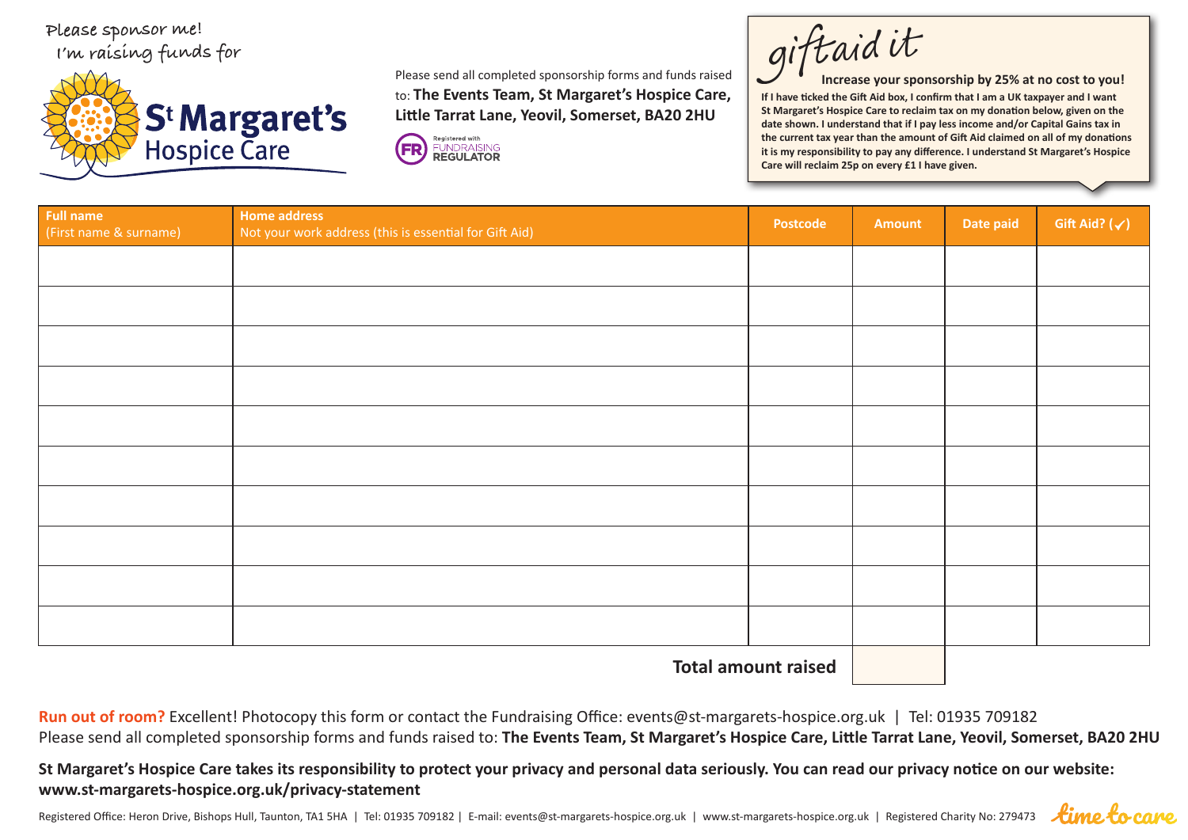Please sponsor me!
I'm raising funds for

St Margaret's Hospice Care

Please send all completed sponsorship forms and funds raised to: **The Events Team, St Margaret's Hospice Care, Little Tarrat Lane, Yeovil, Somerset, BA20 2HU**

Registered with FUNDRAISING REGULATOR

*giftaid it*

**Increase your sponsorship by 25% at no cost to you!**

**If I have ticked the Gift Aid box, I confirm that I am a UK taxpayer and I want St Margaret's Hospice Care to reclaim tax on my donation below, given on the date shown. I understand that if I pay less income and/or Capital Gains tax in the current tax year than the amount of Gift Aid claimed on all of my donations it is my responsibility to pay any difference. I understand St Margaret's Hospice Care will reclaim 25p on every £1 I have given.**

| **Full name** (First name & surname) | **Home address** Not your work address (this is essential for Gift Aid) | **Postcode** | **Amount** | **Date paid** | **Gift Aid? (✓)** |
|---|---|---|---|---|---|
| | | | | | |
| | | | | | |
| | | | | | |
| | | | | | |
| | | | | | |
| | | | | | |
| | | | | | |
| | | | | | |
| | | | | | |
| | | | | | |
| | | **Total amount raised** | | | |

**Run out of room?** Excellent! Photocopy this form or contact the Fundraising Office: events@st-margarets-hospice.org.uk | Tel: 01935 709182
Please send all completed sponsorship forms and funds raised to: **The Events Team, St Margaret's Hospice Care, Little Tarrat Lane, Yeovil, Somerset, BA20 2HU**

**St Margaret's Hospice Care takes its responsibility to protect your privacy and personal data seriously. You can read our privacy notice on our website: www.st-margarets-hospice.org.uk/privacy-statement**

Registered Office: Heron Drive, Bishops Hull, Taunton, TA1 5HA | Tel: 01935 709182 | E-mail: events@st-margarets-hospice.org.uk | www.st-margarets-hospice.org.uk | Registered Charity No: 279473 time to care